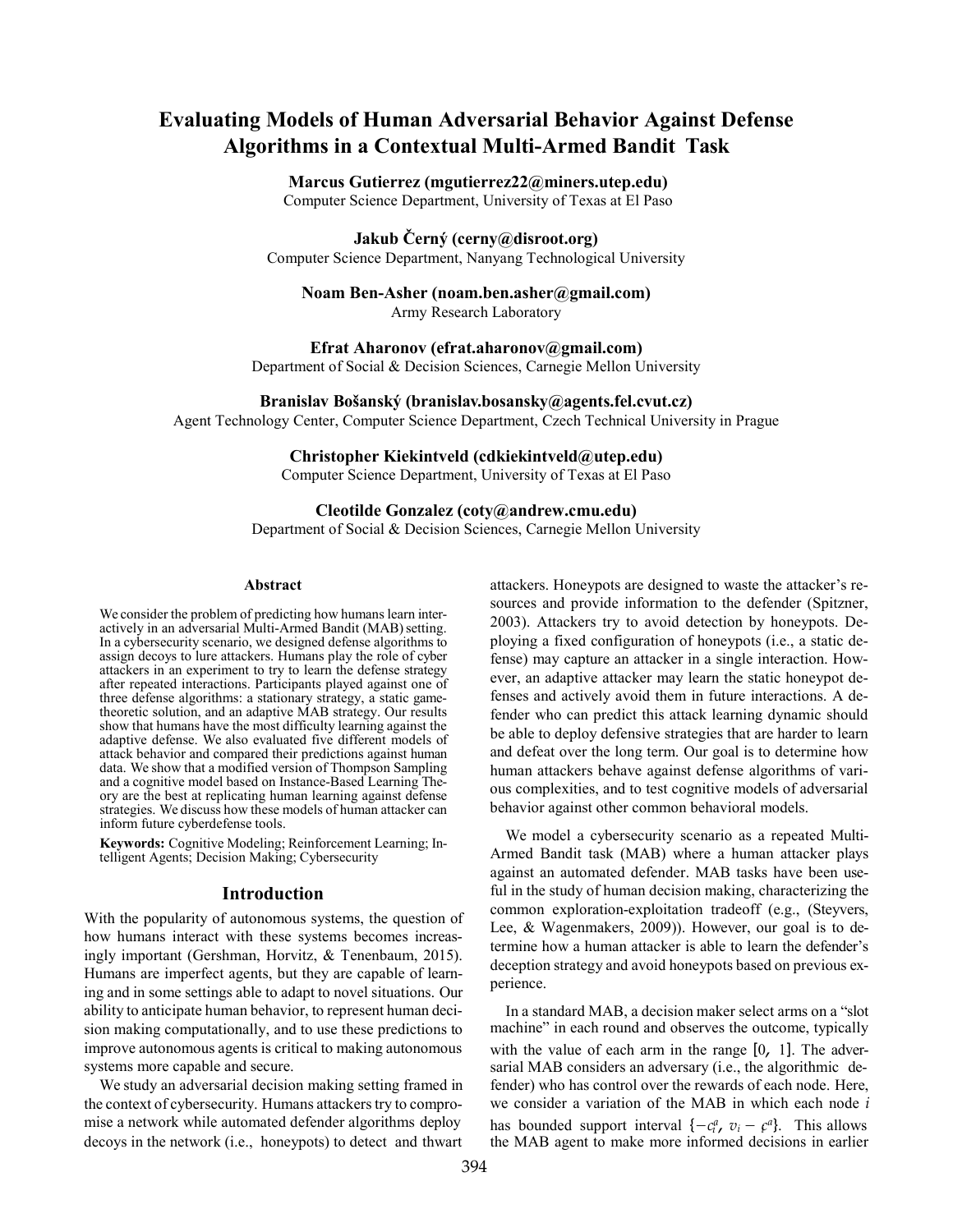# Evaluating Models of Human Adversarial Behavior Against Defense Algorithms in a Contextual Multi-Armed Bandit Task

**Marcus Gutierrez (mgutierrez22@miners.utep.edu)**
Computer Science Department, University of Texas at El Paso

**Jakub Černý (cerny@disroot.org)**
Computer Science Department, Nanyang Technological University

**Noam Ben-Asher (noam.ben.asher@gmail.com)**
Army Research Laboratory

**Efrat Aharonov (efrat.aharonov@gmail.com)**
Department of Social & Decision Sciences, Carnegie Mellon University

**Branislav Bošanský (branislav.bosansky@agents.fel.cvut.cz)**
Agent Technology Center, Computer Science Department, Czech Technical University in Prague

**Christopher Kiekintveld (cdkiekintveld@utep.edu)**
Computer Science Department, University of Texas at El Paso

**Cleotilde Gonzalez (coty@andrew.cmu.edu)**
Department of Social & Decision Sciences, Carnegie Mellon University

## Abstract

We consider the problem of predicting how humans learn interactively in an adversarial Multi-Armed Bandit (MAB) setting. In a cybersecurity scenario, we designed defense algorithms to assign decoys to lure attackers. Humans play the role of cyber attackers in an experiment to try to learn the defense strategy after repeated interactions. Participants played against one of three defense algorithms: a stationary strategy, a static game-theoretic solution, and an adaptive MAB strategy. Our results show that humans have the most difficulty learning against the adaptive defense. We also evaluated five different models of attack behavior and compared their predictions against human data. We show that a modified version of Thompson Sampling and a cognitive model based on Instance-Based Learning Theory are the best at replicating human learning against defense strategies. We discuss how these models of human attacker can inform future cyberdefense tools.

**Keywords:** Cognitive Modeling; Reinforcement Learning; Intelligent Agents; Decision Making; Cybersecurity

## Introduction

With the popularity of autonomous systems, the question of how humans interact with these systems becomes increasingly important (Gershman, Horvitz, & Tenenbaum, 2015). Humans are imperfect agents, but they are capable of learning and in some settings able to adapt to novel situations. Our ability to anticipate human behavior, to represent human decision making computationally, and to use these predictions to improve autonomous agents is critical to making autonomous systems more capable and secure.

We study an adversarial decision making setting framed in the context of cybersecurity. Humans attackers try to compromise a network while automated defender algorithms deploy decoys in the network (i.e., honeypots) to detect and thwart attackers. Honeypots are designed to waste the attacker's resources and provide information to the defender (Spitzner, 2003). Attackers try to avoid detection by honeypots. Deploying a fixed configuration of honeypots (i.e., a static defense) may capture an attacker in a single interaction. However, an adaptive attacker may learn the static honeypot defenses and actively avoid them in future interactions. A defender who can predict this attack learning dynamic should be able to deploy defensive strategies that are harder to learn and defeat over the long term. Our goal is to determine how human attackers behave against defense algorithms of various complexities, and to test cognitive models of adversarial behavior against other common behavioral models.

We model a cybersecurity scenario as a repeated Multi-Armed Bandit task (MAB) where a human attacker plays against an automated defender. MAB tasks have been useful in the study of human decision making, characterizing the common exploration-exploitation tradeoff (e.g., (Steyvers, Lee, & Wagenmakers, 2009)). However, our goal is to determine how a human attacker is able to learn the defender's deception strategy and avoid honeypots based on previous experience.

In a standard MAB, a decision maker select arms on a "slot machine" in each round and observes the outcome, typically with the value of each arm in the range $[0, 1]$. The adversarial MAB considers an adversary (i.e., the algorithmic defender) who has control over the rewards of each node. Here, we consider a variation of the MAB in which each node $i$ has bounded support interval $\{-c_i^a, v_i - c^a\}$. This allows the MAB agent to make more informed decisions in earlier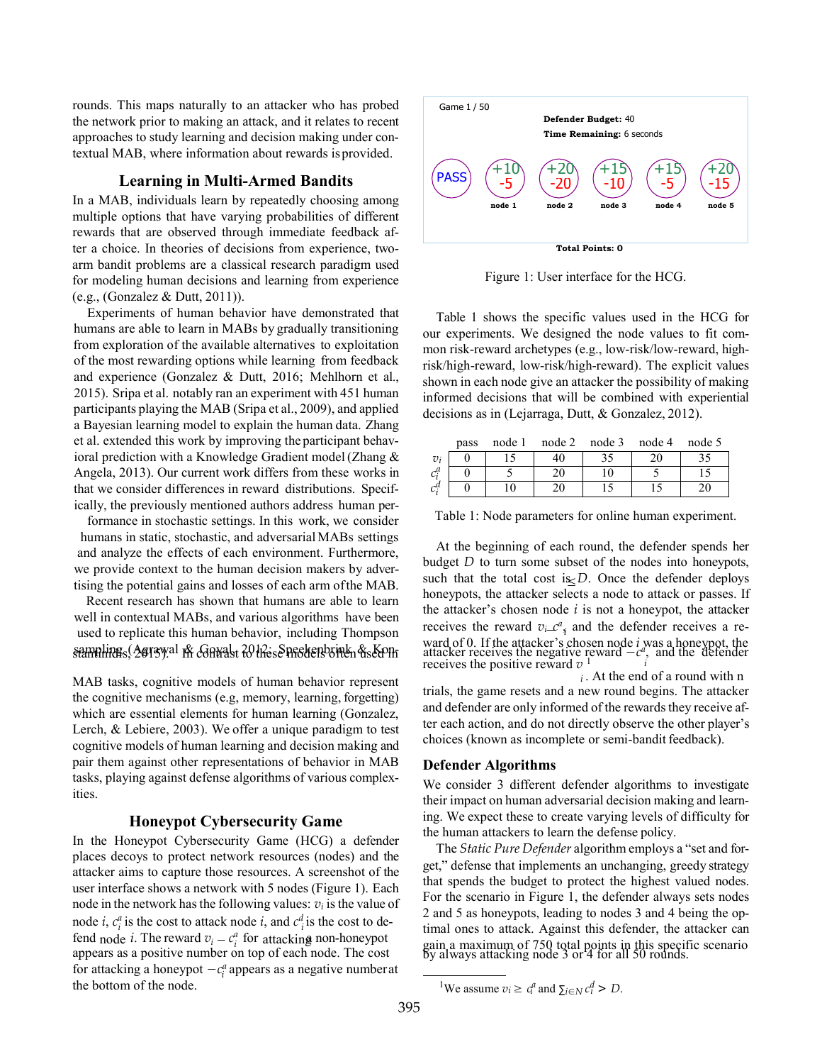rounds. This maps naturally to an attacker who has probed the network prior to making an attack, and it relates to recent approaches to study learning and decision making under contextual MAB, where information about rewards is provided.

## Learning in Multi-Armed Bandits

In a MAB, individuals learn by repeatedly choosing among multiple options that have varying probabilities of different rewards that are observed through immediate feedback after a choice. In theories of decisions from experience, two-arm bandit problems are a classical research paradigm used for modeling human decisions and learning from experience (e.g., (Gonzalez & Dutt, 2011)).

Experiments of human behavior have demonstrated that humans are able to learn in MABs by gradually transitioning from exploration of the available alternatives to exploitation of the most rewarding options while learning from feedback and experience (Gonzalez & Dutt, 2016; Mehlhorn et al., 2015). Sripa et al. notably ran an experiment with 451 human participants playing the MAB (Sripa et al., 2009), and applied a Bayesian learning model to explain the human data. Zhang et al. extended this work by improving the participant behavioral prediction with a Knowledge Gradient model (Zhang & Angela, 2013). Our current work differs from these works in that we consider differences in reward distributions. Specifically, the previously mentioned authors address human performance in stochastic settings. In this work, we consider humans in static, stochastic, and adversarial MABs settings and analyze the effects of each environment. Furthermore, we provide context to the human decision makers by advertising the potential gains and losses of each arm of the MAB.

Recent research has shown that humans are able to learn well in contextual MABs, and various algorithms have been used to replicate this human behavior, including Thompson sampling (Agrawal & Goyal, 2012; Speekenbrink & Konstantinidis, 2015). In contrast to these models often used in MAB tasks, cognitive models of human behavior represent the cognitive mechanisms (e.g, memory, learning, forgetting) which are essential elements for human learning (Gonzalez, Lerch, & Lebiere, 2003). We offer a unique paradigm to test cognitive models of human learning and decision making and pair them against other representations of behavior in MAB tasks, playing against defense algorithms of various complexities.

## Honeypot Cybersecurity Game

In the Honeypot Cybersecurity Game (HCG) a defender places decoys to protect network resources (nodes) and the attacker aims to capture those resources. A screenshot of the user interface shows a network with 5 nodes (Figure 1). Each node in the network has the following values: $v_i$ is the value of node $i$, $c_i^a$ is the cost to attack node $i$, and $c_i^d$ is the cost to defend node $i$. The reward $v_i - c_i^a$ for attacking a non-honeypot appears as a positive number on top of each node. The cost for attacking a honeypot $-c_i^a$ appears as a negative number at the bottom of the node.

Game 1 / 50

**Defender Budget:** 40

**Time Remaining:** 6 seconds

| PASS | node 1 | node 2 | node 3 | node 4 | node 5 |
|---|---|---|---|---|---|
| | +10 | +20 | +15 | +15 | +20 |
| | -5 | -20 | -10 | -5 | -15 |

**Total Points: 0**

Figure 1: User interface for the HCG.

Table 1 shows the specific values used in the HCG for our experiments. We designed the node values to fit common risk-reward archetypes (e.g., low-risk/low-reward, high-risk/high-reward, low-risk/high-reward). The explicit values shown in each node give an attacker the possibility of making informed decisions that will be combined with experiential decisions as in (Lejarraga, Dutt, & Gonzalez, 2012).

| | pass | node 1 | node 2 | node 3 | node 4 | node 5 |
|---|---|---|---|---|---|---|
| $v_i$ | 0 | 15 | 40 | 35 | 20 | 35 |
| $c_i^a$ | 0 | 5 | 20 | 10 | 5 | 15 |
| $c_i^d$ | 0 | 10 | 20 | 15 | 15 | 20 |

Table 1: Node parameters for online human experiment.

At the beginning of each round, the defender spends her budget $D$ to turn some subset of the nodes into honeypots, such that the total cost is $\leq D$. Once the defender deploys honeypots, the attacker selects a node to attack or passes. If the attacker's chosen node $i$ is not a honeypot, the attacker receives the reward $v_i - c_i^a$, and the defender receives a reward of 0. If the attacker's chosen node $i$ was a honeypot, the attacker receives the negative reward $-c_i^a$, and the defender receives the positive reward $v_i$[1]. At the end of a round with n trials, the game resets and a new round begins. The attacker and defender are only informed of the rewards they receive after each action, and do not directly observe the other player's choices (known as incomplete or semi-bandit feedback).

## Defender Algorithms

We consider 3 different defender algorithms to investigate their impact on human adversarial decision making and learning. We expect these to create varying levels of difficulty for the human attackers to learn the defense policy.

The *Static Pure Defender* algorithm employs a "set and forget," defense that implements an unchanging, greedy strategy that spends the budget to protect the highest valued nodes. For the scenario in Figure 1, the defender always sets nodes 2 and 5 as honeypots, leading to nodes 3 and 4 being the optimal ones to attack. Against this defender, the attacker can gain a maximum of 750 total points in this specific scenario by always attacking node 3 or 4 for all 50 rounds.

[1] We assume $v_i \geq c_i^a$ and $\sum_{i \in N} c_i^d > D$.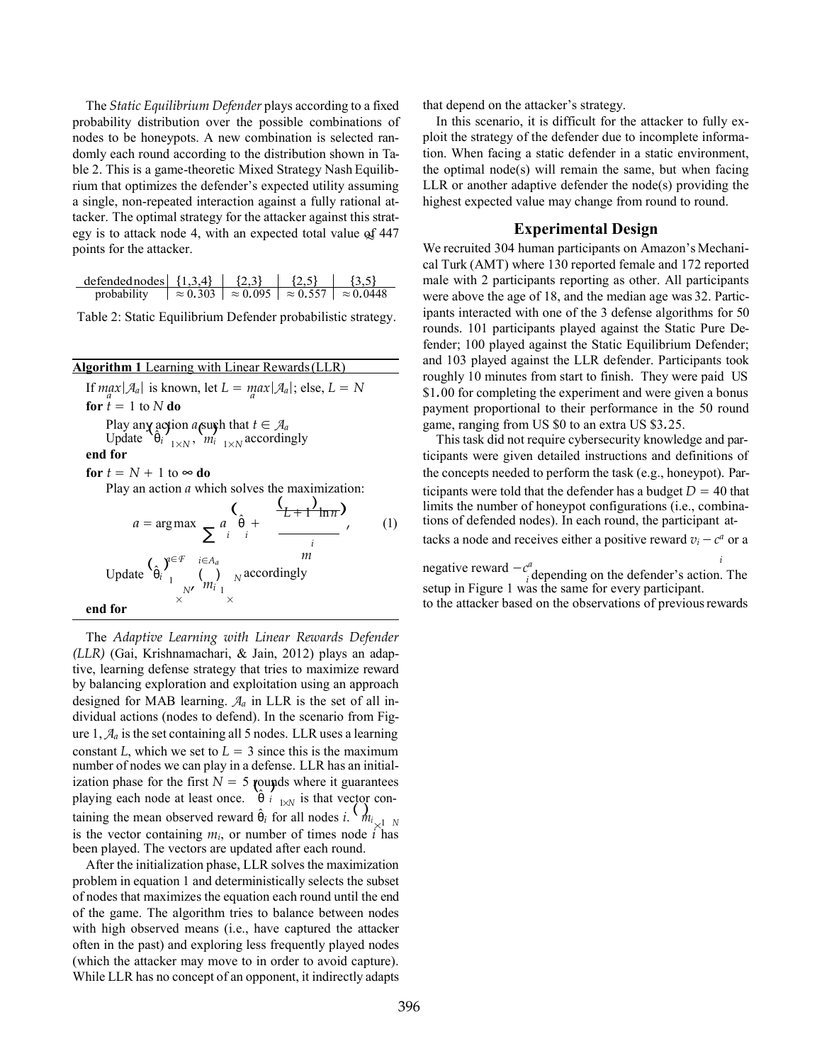The *Static Equilibrium Defender* plays according to a fixed probability distribution over the possible combinations of nodes to be honeypots. A new combination is selected randomly each round according to the distribution shown in Table 2. This is a game-theoretic Mixed Strategy Nash Equilibrium that optimizes the defender's expected utility assuming a single, non-repeated interaction against a fully rational attacker. The optimal strategy for the attacker against this strategy is to attack node 4, with an expected total value of ≈ 447 points for the attacker.

| defended nodes | {1,3,4} | {2,3} | {2,5} | {3,5} |
|---|---|---|---|---|
| probability | ≈ 0.303 | ≈ 0.095 | ≈ 0.557 | ≈ 0.0448 |

Table 2: Static Equilibrium Defender probabilistic strategy.

**Algorithm 1** Learning with Linear Rewards (LLR)

If $\max_a |\mathcal{A}_a|$ is known, let $L = \max_a |\mathcal{A}_a|$; else, $L = N$

**for** $t = 1$ to $N$ **do**

  Play any action $a$ such that $t \in \mathcal{A}_a$

  Update $\left(\hat{\theta}_i\right)_{1\times N}$, $\left(m_i\right)_{1\times N}$ accordingly

**end for**

**for** $t = N + 1$ to $\infty$ **do**

  Play an action $a$ which solves the maximization:

$$a = \arg\max_{a\in\mathcal{F}} \sum_{i\in A_a} a_i \left(\hat{\theta}_i + \sqrt{\frac{(L+1)\ln n}{m_i}}\right), \tag{1}$$

  Update $\left(\hat{\theta}_i\right)_{1\times N}$, $\left(m_i\right)_{1\times N}$ accordingly

**end for**

The *Adaptive Learning with Linear Rewards Defender (LLR)* (Gai, Krishnamachari, & Jain, 2012) plays an adaptive, learning defense strategy that tries to maximize reward by balancing exploration and exploitation using an approach designed for MAB learning. $\mathcal{A}_a$ in LLR is the set of all individual actions (nodes to defend). In the scenario from Figure 1, $\mathcal{A}_a$ is the set containing all 5 nodes. LLR uses a learning constant $L$, which we set to $L = 3$ since this is the maximum number of nodes we can play in a defense. LLR has an initialization phase for the first $N = 5$ rounds where it guarantees playing each node at least once. $\left(\hat{\theta}_i\right)_{1\times N}$ is that vector containing the mean observed reward $\hat{\theta}_i$ for all nodes $i$. $\left(m_i\right)_{1\times N}$ is the vector containing $m_i$, or number of times node $i$ has been played. The vectors are updated after each round.

After the initialization phase, LLR solves the maximization problem in equation 1 and deterministically selects the subset of nodes that maximizes the equation each round until the end of the game. The algorithm tries to balance between nodes with high observed means (i.e., have captured the attacker often in the past) and exploring less frequently played nodes (which the attacker may move to in order to avoid capture). While LLR has no concept of an opponent, it indirectly adapts to the attacker based on the observations of previous rewards that depend on the attacker's strategy.

In this scenario, it is difficult for the attacker to fully exploit the strategy of the defender due to incomplete information. When facing a static defender in a static environment, the optimal node(s) will remain the same, but when facing LLR or another adaptive defender the node(s) providing the highest expected value may change from round to round.

## Experimental Design

We recruited 304 human participants on Amazon's Mechanical Turk (AMT) where 130 reported female and 172 reported male with 2 participants reporting as other. All participants were above the age of 18, and the median age was 32. Participants interacted with one of the 3 defense algorithms for 50 rounds. 101 participants played against the Static Pure Defender; 100 played against the Static Equilibrium Defender; and 103 played against the LLR defender. Participants took roughly 10 minutes from start to finish. They were paid US $1.00 for completing the experiment and were given a bonus payment proportional to their performance in the 50 round game, ranging from US $0 to an extra US $3.25.

This task did not require cybersecurity knowledge and participants were given detailed instructions and definitions of the concepts needed to perform the task (e.g., honeypot). Participants were told that the defender has a budget $D = 40$ that limits the number of honeypot configurations (i.e., combinations of defended nodes). In each round, the participant attacks a node and receives either a positive reward $v_i - c^a_i$ or a negative reward $-c^a_i$ depending on the defender's action. The setup in Figure 1 was the same for every participant.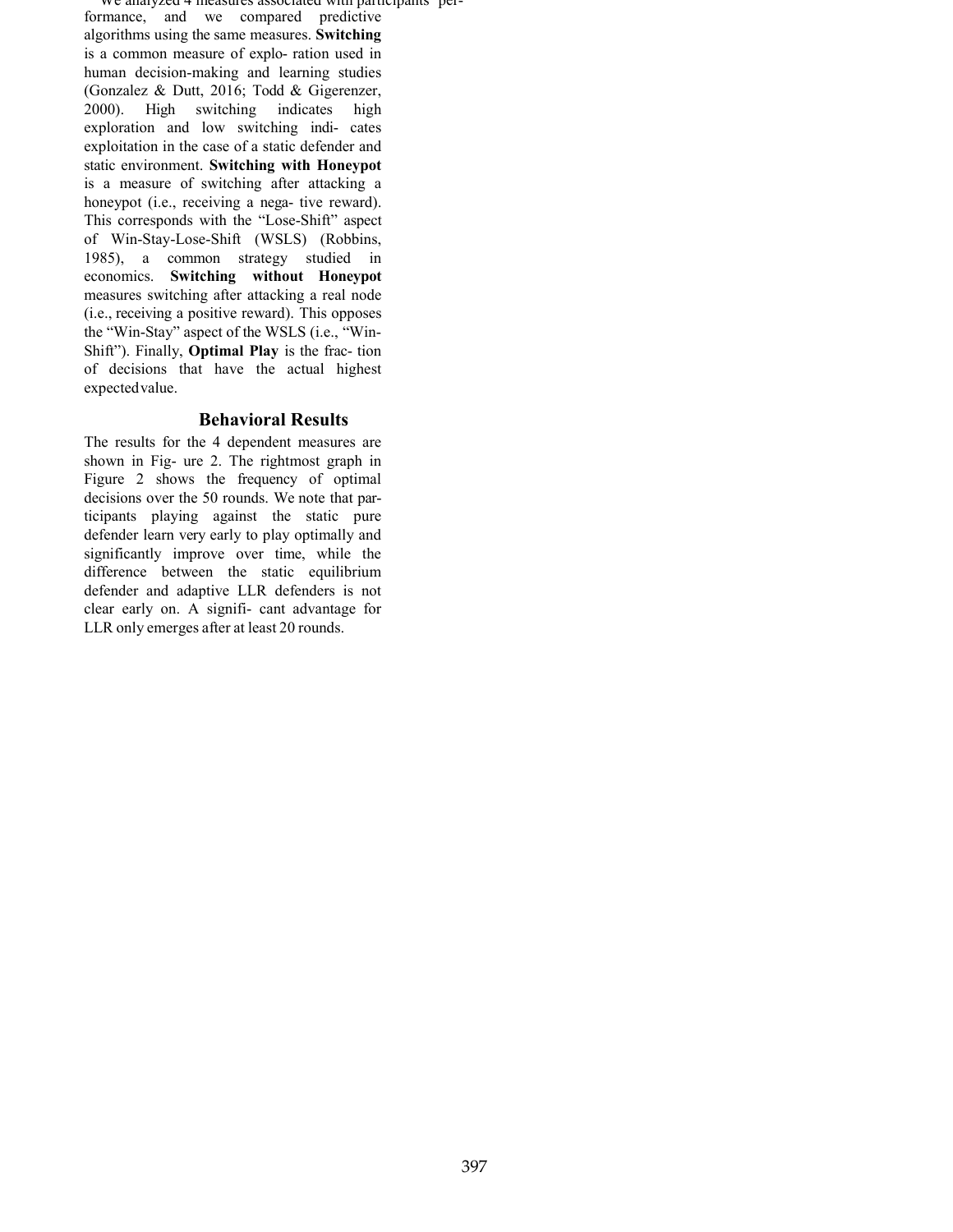We analyzed 4 measures associated with participants' performance, and we compared predictive algorithms using the same measures. **Switching** is a common measure of explo- ration used in human decision-making and learning studies (Gonzalez & Dutt, 2016; Todd & Gigerenzer, 2000). High switching indicates high exploration and low switching indi- cates exploitation in the case of a static defender and static environment. **Switching with Honeypot** is a measure of switching after attacking a honeypot (i.e., receiving a nega- tive reward). This corresponds with the "Lose-Shift" aspect of Win-Stay-Lose-Shift (WSLS) (Robbins, 1985), a common strategy studied in economics. **Switching without Honeypot** measures switching after attacking a real node (i.e., receiving a positive reward). This opposes the "Win-Stay" aspect of the WSLS (i.e., "Win-Shift"). Finally, **Optimal Play** is the frac- tion of decisions that have the actual highest expectedvalue.

## Behavioral Results

The results for the 4 dependent measures are shown in Fig- ure 2. The rightmost graph in Figure 2 shows the frequency of optimal decisions over the 50 rounds. We note that par- ticipants playing against the static pure defender learn very early to play optimally and significantly improve over time, while the difference between the static equilibrium defender and adaptive LLR defenders is not clear early on. A signifi- cant advantage for LLR only emerges after at least 20 rounds.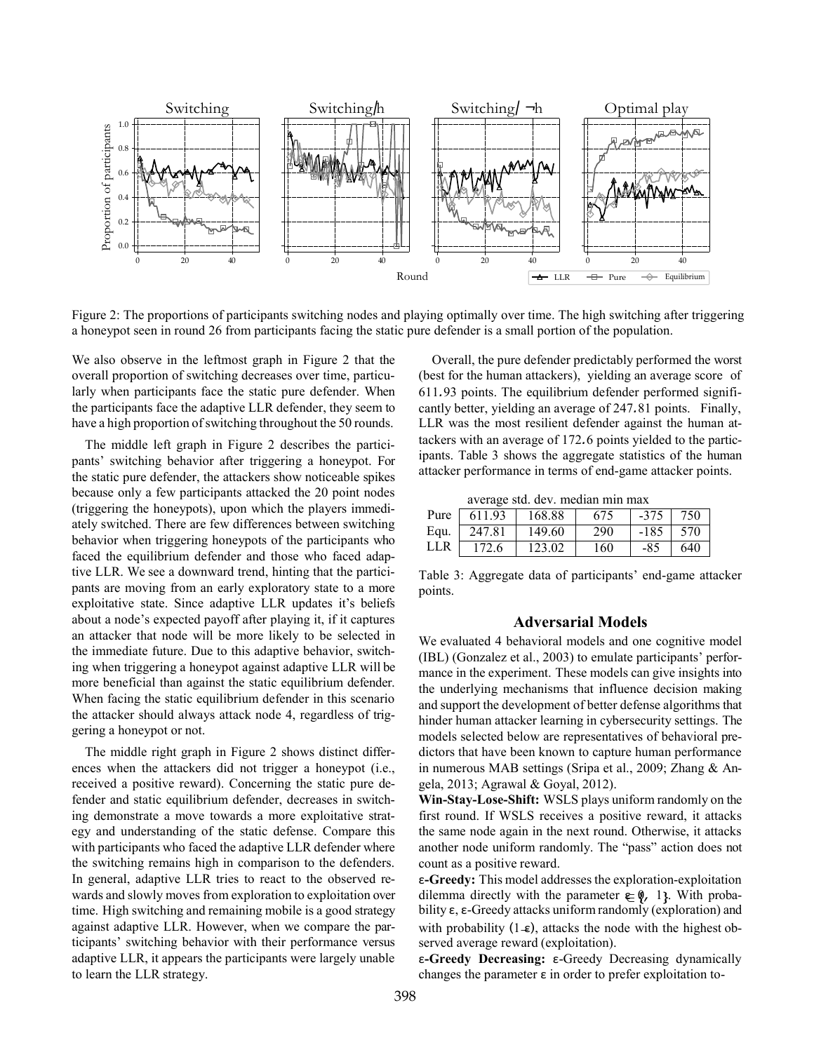Figure 2: The proportions of participants switching nodes and playing optimally over time. The high switching after triggering a honeypot seen in round 26 from participants facing the static pure defender is a small portion of the population.

We also observe in the leftmost graph in Figure 2 that the overall proportion of switching decreases over time, particularly when participants face the static pure defender. When the participants face the adaptive LLR defender, they seem to have a high proportion of switching throughout the 50 rounds.

The middle left graph in Figure 2 describes the participants' switching behavior after triggering a honeypot. For the static pure defender, the attackers show noticeable spikes because only a few participants attacked the 20 point nodes (triggering the honeypots), upon which the players immediately switched. There are few differences between switching behavior when triggering honeypots of the participants who faced the equilibrium defender and those who faced adaptive LLR. We see a downward trend, hinting that the participants are moving from an early exploratory state to a more exploitative state. Since adaptive LLR updates it's beliefs about a node's expected payoff after playing it, if it captures an attacker that node will be more likely to be selected in the immediate future. Due to this adaptive behavior, switching when triggering a honeypot against adaptive LLR will be more beneficial than against the static equilibrium defender. When facing the static equilibrium defender in this scenario the attacker should always attack node 4, regardless of triggering a honeypot or not.

The middle right graph in Figure 2 shows distinct differences when the attackers did not trigger a honeypot (i.e., received a positive reward). Concerning the static pure defender and static equilibrium defender, decreases in switching demonstrate a move towards a more exploitative strategy and understanding of the static defense. Compare this with participants who faced the adaptive LLR defender where the switching remains high in comparison to the defenders. In general, adaptive LLR tries to react to the observed rewards and slowly moves from exploration to exploitation over time. High switching and remaining mobile is a good strategy against adaptive LLR. However, when we compare the participants' switching behavior with their performance versus adaptive LLR, it appears the participants were largely unable to learn the LLR strategy.

Overall, the pure defender predictably performed the worst (best for the human attackers), yielding an average score of 611.93 points. The equilibrium defender performed significantly better, yielding an average of 247.81 points. Finally, LLR was the most resilient defender against the human attackers with an average of 172.6 points yielded to the participants. Table 3 shows the aggregate statistics of the human attacker performance in terms of end-game attacker points.

| | average | std. dev. | median | min | max |
|---|---|---|---|---|---|
| Pure | 611.93 | 168.88 | 675 | -375 | 750 |
| Equ. | 247.81 | 149.60 | 290 | -185 | 570 |
| LLR | 172.6 | 123.02 | 160 | -85 | 640 |

Table 3: Aggregate data of participants' end-game attacker points.

## Adversarial Models

We evaluated 4 behavioral models and one cognitive model (IBL) (Gonzalez et al., 2003) to emulate participants' performance in the experiment. These models can give insights into the underlying mechanisms that influence decision making and support the development of better defense algorithms that hinder human attacker learning in cybersecurity settings. The models selected below are representatives of behavioral predictors that have been known to capture human performance in numerous MAB settings (Sripa et al., 2009; Zhang & Angela, 2013; Agrawal & Goyal, 2012).

**Win-Stay-Lose-Shift:** WSLS plays uniform randomly on the first round. If WSLS receives a positive reward, it attacks the same node again in the next round. Otherwise, it attacks another node uniform randomly. The "pass" action does not count as a positive reward.

**ε-Greedy:** This model addresses the exploration-exploitation dilemma directly with the parameter $\epsilon \in [0, 1]$. With probability ε, ε-Greedy attacks uniform randomly (exploration) and with probability $(1-\epsilon)$, attacks the node with the highest observed average reward (exploitation).

**ε-Greedy Decreasing:** ε-Greedy Decreasing dynamically changes the parameter ε in order to prefer exploitation to-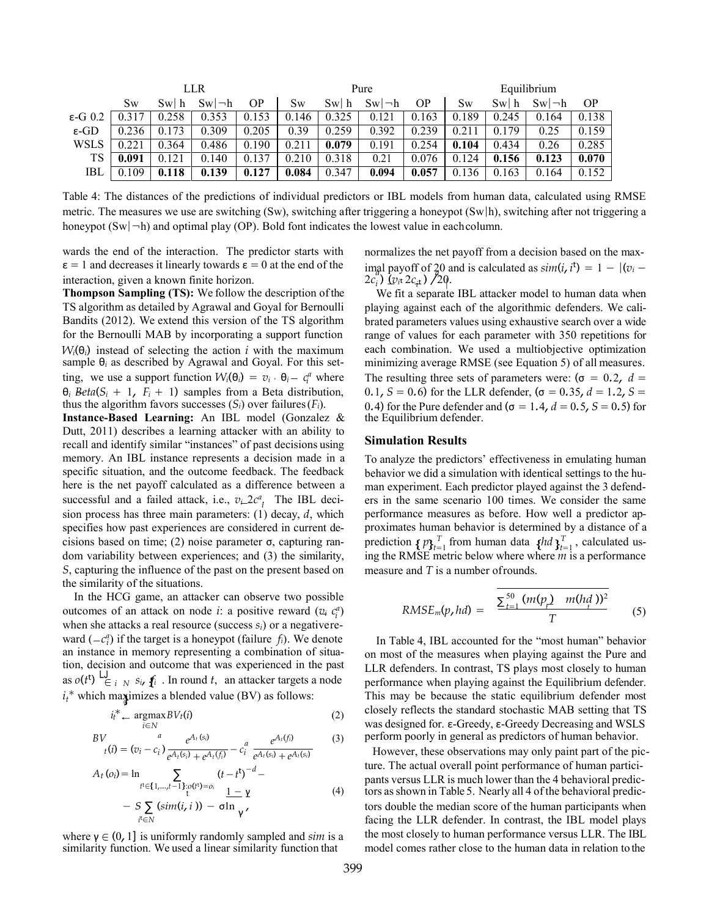| | LLR | | | | Pure | | | | Equilibrium | | | |
|---|---|---|---|---|---|---|---|---|---|---|---|---|
| | Sw | Sw\| h | Sw\|¬h | OP | Sw | Sw\| h | Sw\|¬h | OP | Sw | Sw\| h | Sw\|¬h | OP |
| ε-G 0.2 | 0.317 | 0.258 | 0.353 | 0.153 | 0.146 | 0.325 | 0.121 | 0.163 | 0.189 | 0.245 | 0.164 | 0.138 |
| ε-GD | 0.236 | 0.173 | 0.309 | 0.205 | 0.39 | 0.259 | 0.392 | 0.239 | 0.211 | 0.179 | 0.25 | 0.159 |
| WSLS | 0.221 | 0.364 | 0.486 | 0.190 | 0.211 | **0.079** | 0.191 | 0.254 | **0.104** | 0.434 | 0.26 | 0.285 |
| TS | **0.091** | 0.121 | 0.140 | 0.137 | 0.210 | 0.318 | 0.21 | 0.076 | 0.124 | **0.156** | **0.123** | **0.070** |
| IBL | 0.109 | **0.118** | **0.139** | **0.127** | **0.084** | 0.347 | **0.094** | **0.057** | 0.136 | 0.163 | 0.164 | 0.152 |

Table 4: The distances of the predictions of individual predictors or IBL models from human data, calculated using RMSE metric. The measures we use are switching (Sw), switching after triggering a honeypot (Sw|h), switching after not triggering a honeypot (Sw|¬h) and optimal play (OP). Bold font indicates the lowest value in each column.

wards the end of the interaction. The predictor starts with $\varepsilon = 1$ and decreases it linearly towards $\varepsilon = 0$ at the end of the interaction, given a known finite horizon.

**Thompson Sampling (TS):** We follow the description of the TS algorithm as detailed by Agrawal and Goyal for Bernoulli Bandits (2012). We extend this version of the TS algorithm for the Bernoulli MAB by incorporating a support function $W_i(\theta_i)$ instead of selecting the action $i$ with the maximum sample $\theta_i$ as described by Agrawal and Goyal. For this setting, we use a support function $W_i(\theta_i) = v_i \cdot \theta_i - c_i^a$ where $\theta_i$ $Beta(S_i + 1, F_i + 1)$ samples from a Beta distribution, thus the algorithm favors successes ($S_i$) over failures ($F_i$).

**Instance-Based Learning:** An IBL model (Gonzalez & Dutt, 2011) describes a learning attacker with an ability to recall and identify similar "instances" of past decisions using memory. An IBL instance represents a decision made in a specific situation, and the outcome feedback. The feedback here is the net payoff calculated as a difference between a successful and a failed attack, i.e., $v_i\text{–}2c_i^a$. The IBL decision process has three main parameters: (1) decay, $d$, which specifies how past experiences are considered in current decisions based on time; (2) noise parameter $\sigma$, capturing random variability between experiences; and (3) the similarity, $S$, capturing the influence of the past on the present based on the similarity of the situations.

In the HCG game, an attacker can observe two possible outcomes of an attack on node $i$: a positive reward ($v_i$ $c_i^a$) when she attacks a real resource (success $s_i$) or a negative reward ($-c_i^a$) if the target is a honeypot (failure $f_i$). We denote an instance in memory representing a combination of situation, decision and outcome that was experienced in the past as $o(t') \in \bigcup_{i \in N} \{s_i, f_i\}$. In round $t$, an attacker targets a node $i_t^*$ which maximizes a blended value (BV) as follows:

$$i_t^* \leftarrow \underset{i \in N}{\operatorname{argmax}} BV_t(i) \tag{2}$$

$$BV_t(i) = (v_i - c_i^a)\frac{e^{A_t(s_i)}}{e^{A_t(s_i)} + e^{A_t(f_i)}} - c_i^a \frac{e^{A_t(f_i)}}{e^{A_t(s_i)} + e^{A_t(s_i)}} \tag{3}$$

$$A_t(o_i) = \ln \sum_{t' \in \{1,\dots,t-1\}: o(t') = o_i} (t - t')^{-d} - S \sum_{i' \in N} (sim(i, i')) - \sigma \ln \frac{1 - \gamma}{\gamma}, \tag{4}$$

where $\gamma \in (0, 1]$ is uniformly randomly sampled and $sim$ is a similarity function. We used a linear similarity function that normalizes the net payoff from a decision based on the maximal payoff of 20 and is calculated as $sim(i, i') = 1 - |(v_i - 2c_i^a) - (v_{i'} - 2c_{i'}^a)| / 20$.

We fit a separate IBL attacker model to human data when playing against each of the algorithmic defenders. We calibrated parameters values using exhaustive search over a wide range of values for each parameter with 350 repetitions for each combination. We used a multiobjective optimization minimizing average RMSE (see Equation 5) of all measures. The resulting three sets of parameters were: ($\sigma = 0.2$, $d = 0.1$, $S = 0.6$) for the LLR defender, ($\sigma = 0.35$, $d = 1.2$, $S = 0.4$) for the Pure defender and ($\sigma = 1.4$, $d = 0.5$, $S = 0.5$) for the Equilibrium defender.

## Simulation Results

To analyze the predictors' effectiveness in emulating human behavior we did a simulation with identical settings to the human experiment. Each predictor played against the 3 defenders in the same scenario 100 times. We consider the same performance measures as before. How well a predictor approximates human behavior is determined by a distance of a prediction $\{p_t\}_{t=1}^T$ from human data $\{hd_t\}_{t=1}^T$, calculated using the RMSE metric below where where $m$ is a performance measure and $T$ is a number of rounds.

$$RMSE_m(p, hd) = \sqrt{\frac{\sum_{t=1}^{50} (m(p_t) - m(hd_t))^2}{T}} \tag{5}$$

In Table 4, IBL accounted for the "most human" behavior on most of the measures when playing against the Pure and LLR defenders. In contrast, TS plays most closely to human performance when playing against the Equilibrium defender. This may be because the static equilibrium defender most closely reflects the standard stochastic MAB setting that TS was designed for. ε-Greedy, ε-Greedy Decreasing and WSLS perform poorly in general as predictors of human behavior.

However, these observations may only paint part of the picture. The actual overall point performance of human participants versus LLR is much lower than the 4 behavioral predictors as shown in Table 5. Nearly all 4 of the behavioral predictors double the median score of the human participants when facing the LLR defender. In contrast, the IBL model plays the most closely to human performance versus LLR. The IBL model comes rather close to the human data in relation to the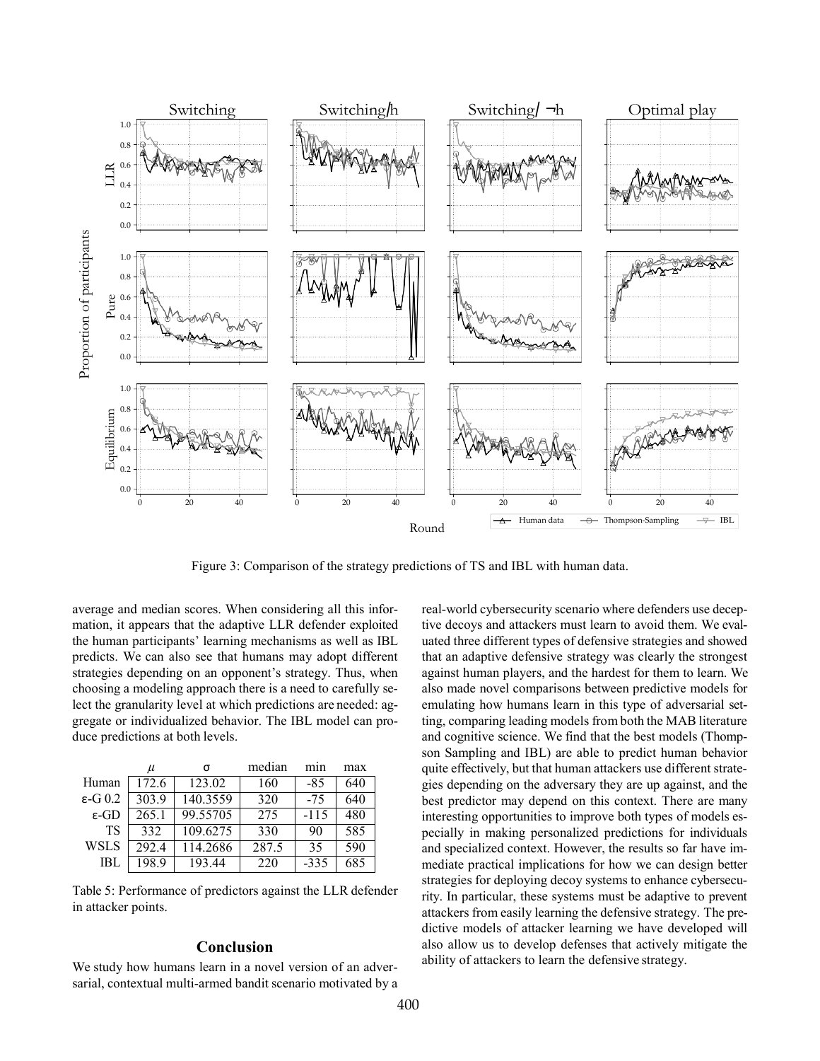Figure 3: Comparison of the strategy predictions of TS and IBL with human data.

average and median scores. When considering all this information, it appears that the adaptive LLR defender exploited the human participants' learning mechanisms as well as IBL predicts. We can also see that humans may adopt different strategies depending on an opponent's strategy. Thus, when choosing a modeling approach there is a need to carefully select the granularity level at which predictions are needed: aggregate or individualized behavior. The IBL model can produce predictions at both levels.

|  | $\mu$ | σ | median | min | max |
|---|---|---|---|---|---|
| Human | 172.6 | 123.02 | 160 | -85 | 640 |
| ε-G 0.2 | 303.9 | 140.3559 | 320 | -75 | 640 |
| ε-GD | 265.1 | 99.55705 | 275 | -115 | 480 |
| TS | 332 | 109.6275 | 330 | 90 | 585 |
| WSLS | 292.4 | 114.2686 | 287.5 | 35 | 590 |
| IBL | 198.9 | 193.44 | 220 | -335 | 685 |

Table 5: Performance of predictors against the LLR defender in attacker points.

## Conclusion

We study how humans learn in a novel version of an adversarial, contextual multi-armed bandit scenario motivated by a real-world cybersecurity scenario where defenders use deceptive decoys and attackers must learn to avoid them. We evaluated three different types of defensive strategies and showed that an adaptive defensive strategy was clearly the strongest against human players, and the hardest for them to learn. We also made novel comparisons between predictive models for emulating how humans learn in this type of adversarial setting, comparing leading models from both the MAB literature and cognitive science. We find that the best models (Thompson Sampling and IBL) are able to predict human behavior quite effectively, but that human attackers use different strategies depending on the adversary they are up against, and the best predictor may depend on this context. There are many interesting opportunities to improve both types of models especially in making personalized predictions for individuals and specialized context. However, the results so far have immediate practical implications for how we can design better strategies for deploying decoy systems to enhance cybersecurity. In particular, these systems must be adaptive to prevent attackers from easily learning the defensive strategy. The predictive models of attacker learning we have developed will also allow us to develop defenses that actively mitigate the ability of attackers to learn the defensive strategy.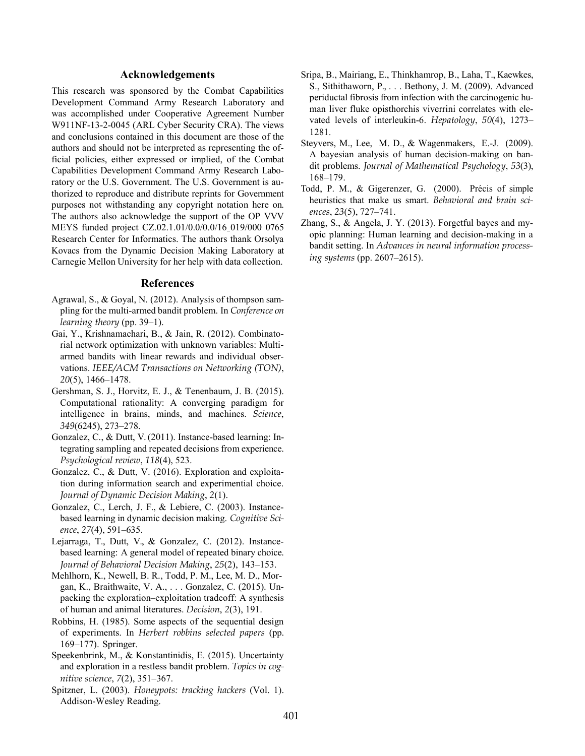## Acknowledgements

This research was sponsored by the Combat Capabilities Development Command Army Research Laboratory and was accomplished under Cooperative Agreement Number W911NF-13-2-0045 (ARL Cyber Security CRA). The views and conclusions contained in this document are those of the authors and should not be interpreted as representing the official policies, either expressed or implied, of the Combat Capabilities Development Command Army Research Laboratory or the U.S. Government. The U.S. Government is authorized to reproduce and distribute reprints for Government purposes not withstanding any copyright notation here on. The authors also acknowledge the support of the OP VVV MEYS funded project CZ.02.1.01/0.0/0.0/16_019/000 0765 Research Center for Informatics. The authors thank Orsolya Kovacs from the Dynamic Decision Making Laboratory at Carnegie Mellon University for her help with data collection.

## References

Agrawal, S., & Goyal, N. (2012). Analysis of thompson sampling for the multi-armed bandit problem. In *Conference on learning theory* (pp. 39–1).

Gai, Y., Krishnamachari, B., & Jain, R. (2012). Combinatorial network optimization with unknown variables: Multi-armed bandits with linear rewards and individual observations. *IEEE/ACM Transactions on Networking (TON)*, *20*(5), 1466–1478.

Gershman, S. J., Horvitz, E. J., & Tenenbaum, J. B. (2015). Computational rationality: A converging paradigm for intelligence in brains, minds, and machines. *Science*, *349*(6245), 273–278.

Gonzalez, C., & Dutt, V. (2011). Instance-based learning: Integrating sampling and repeated decisions from experience. *Psychological review*, *118*(4), 523.

Gonzalez, C., & Dutt, V. (2016). Exploration and exploitation during information search and experimential choice. *Journal of Dynamic Decision Making*, *2*(1).

Gonzalez, C., Lerch, J. F., & Lebiere, C. (2003). Instance-based learning in dynamic decision making. *Cognitive Science*, *27*(4), 591–635.

Lejarraga, T., Dutt, V., & Gonzalez, C. (2012). Instance-based learning: A general model of repeated binary choice. *Journal of Behavioral Decision Making*, *25*(2), 143–153.

Mehlhorn, K., Newell, B. R., Todd, P. M., Lee, M. D., Morgan, K., Braithwaite, V. A., . . . Gonzalez, C. (2015). Unpacking the exploration–exploitation tradeoff: A synthesis of human and animal literatures. *Decision*, *2*(3), 191.

Robbins, H. (1985). Some aspects of the sequential design of experiments. In *Herbert robbins selected papers* (pp. 169–177). Springer.

Speekenbrink, M., & Konstantinidis, E. (2015). Uncertainty and exploration in a restless bandit problem. *Topics in cognitive science*, *7*(2), 351–367.

Spitzner, L. (2003). *Honeypots: tracking hackers* (Vol. 1). Addison-Wesley Reading.

Sripa, B., Mairiang, E., Thinkhamrop, B., Laha, T., Kaewkes, S., Sithithaworn, P., . . . Bethony, J. M. (2009). Advanced periductal fibrosis from infection with the carcinogenic human liver fluke opisthorchis viverrini correlates with elevated levels of interleukin-6. *Hepatology*, *50*(4), 1273–1281.

Steyvers, M., Lee, M. D., & Wagenmakers, E.-J. (2009). A bayesian analysis of human decision-making on bandit problems. *Journal of Mathematical Psychology*, *53*(3), 168–179.

Todd, P. M., & Gigerenzer, G. (2000). Précis of simple heuristics that make us smart. *Behavioral and brain sciences*, *23*(5), 727–741.

Zhang, S., & Angela, J. Y. (2013). Forgetful bayes and myopic planning: Human learning and decision-making in a bandit setting. In *Advances in neural information processing systems* (pp. 2607–2615).